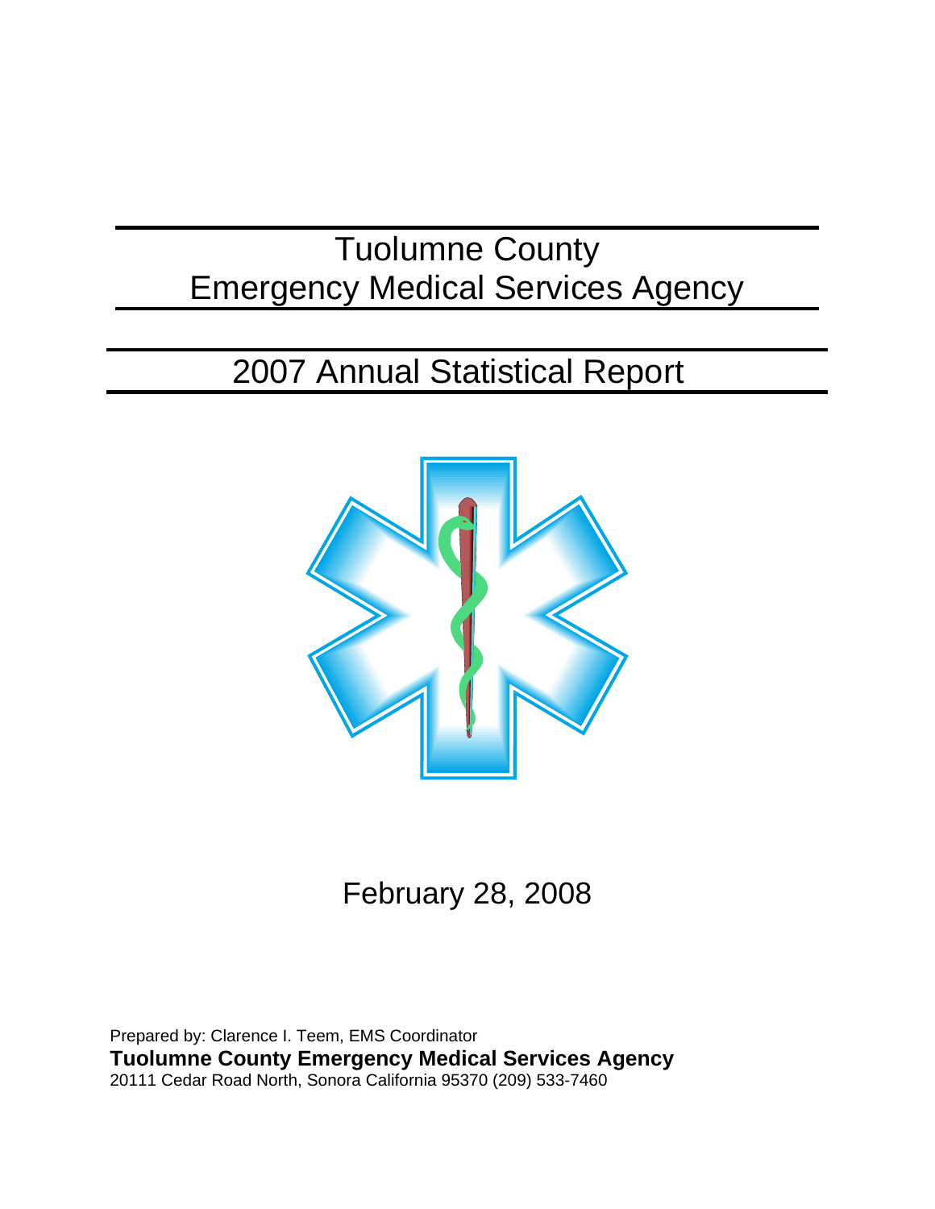# Tuolumne County
# Emergency Medical Services Agency

## 2007 Annual Statistical Report

February 28, 2008

Prepared by: Clarence I. Teem, EMS Coordinator
**Tuolumne County Emergency Medical Services Agency**
20111 Cedar Road North, Sonora California 95370 (209) 533-7460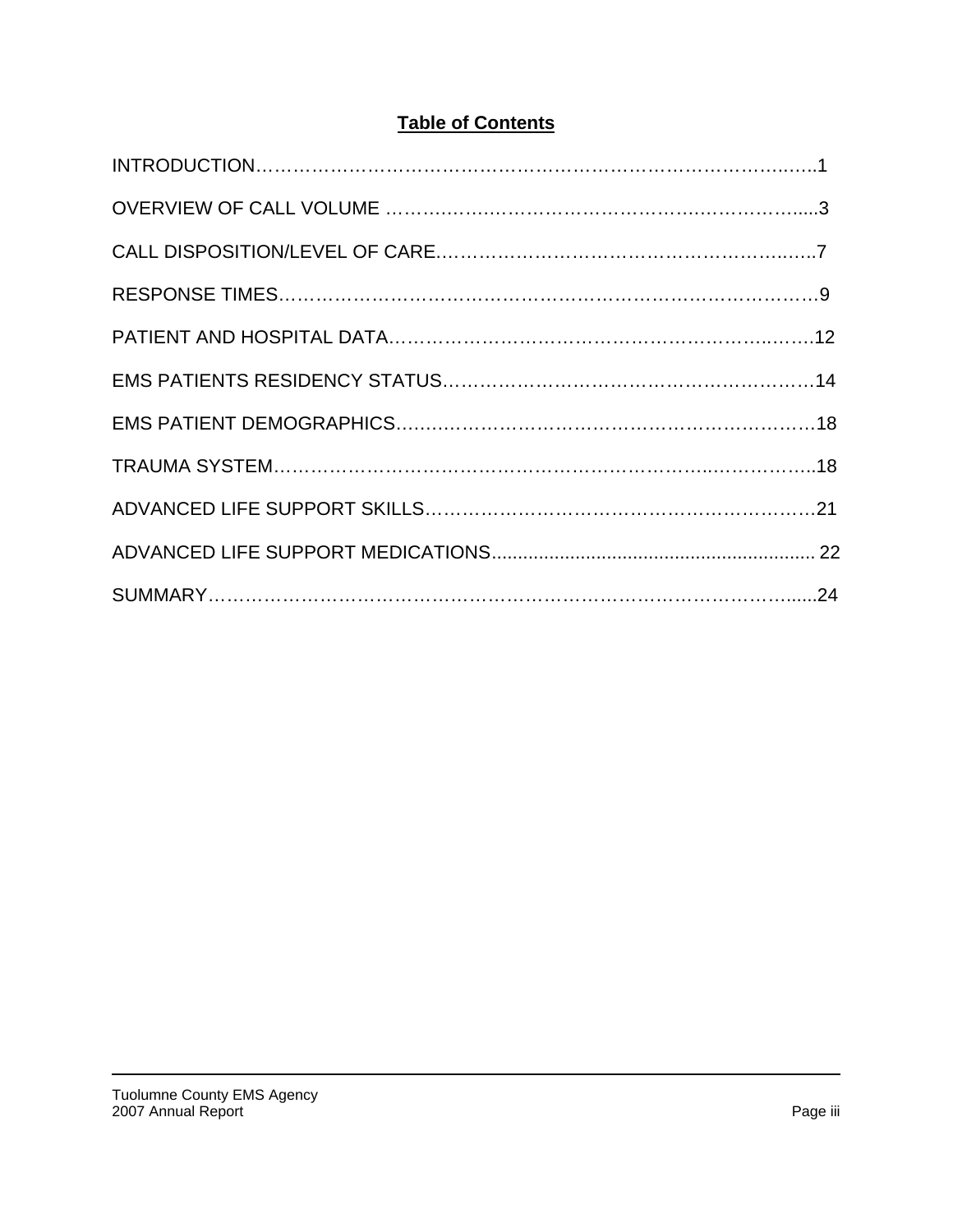# Table of Contents

INTRODUCTION……………………………………………………………………….…..1

OVERVIEW OF CALL VOLUME ………..……………………………….………………......3

CALL DISPOSITION/LEVEL OF CARE………………………………………………….…..7

RESPONSE TIMES.……………………………………………………………………….9

PATIENT AND HOSPITAL DATA………………………………………………………..…….12

EMS PATIENTS RESIDENCY STATUS…………………………………………………14

EMS PATIENT DEMOGRAPHICS…………………………………………………………18

TRAUMA SYSTEM…………………………………………………………..……………..18

ADVANCED LIFE SUPPORT SKILLS………………………………………………………21

ADVANCED LIFE SUPPORT MEDICATIONS............................................................. 22

SUMMARY……………………………………………………………………………….......24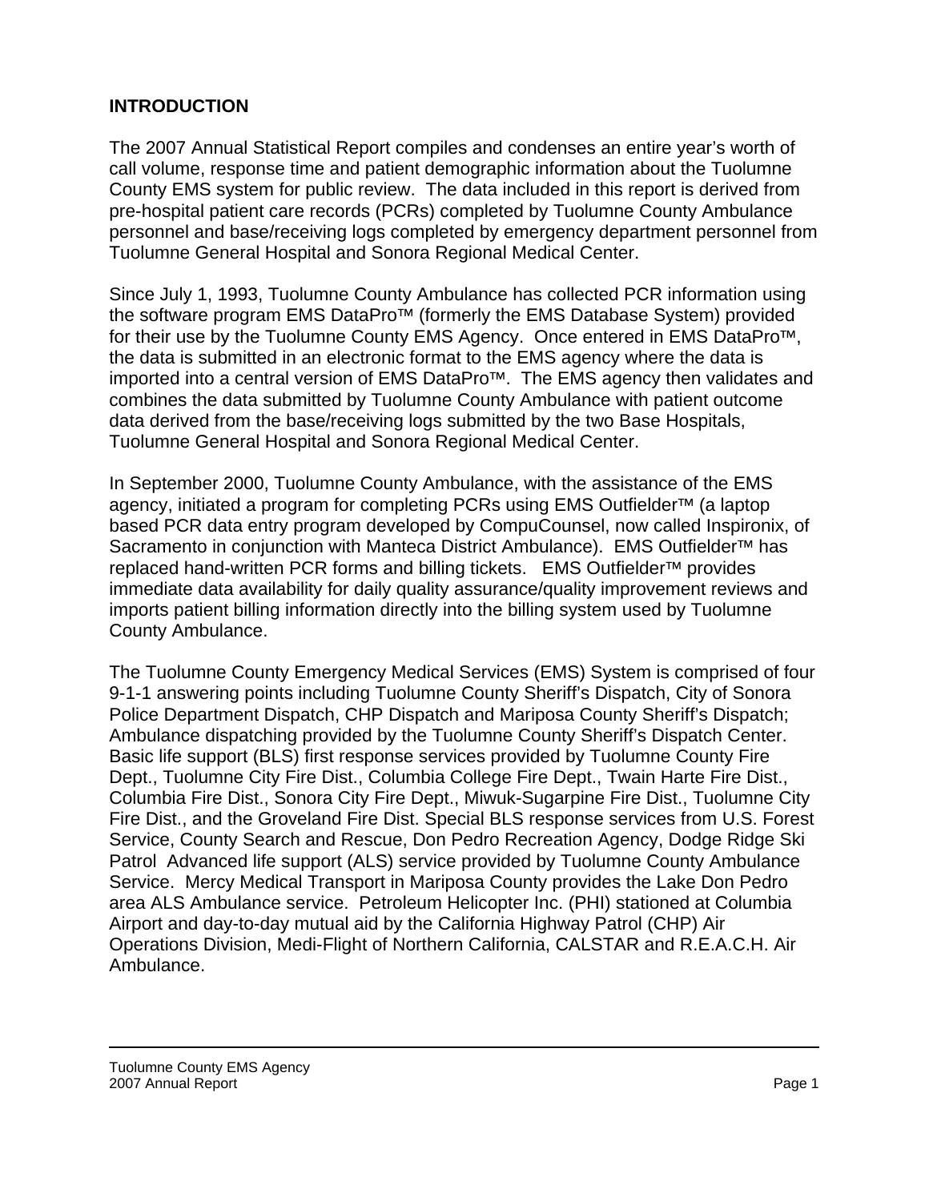## INTRODUCTION

The 2007 Annual Statistical Report compiles and condenses an entire year's worth of call volume, response time and patient demographic information about the Tuolumne County EMS system for public review. The data included in this report is derived from pre-hospital patient care records (PCRs) completed by Tuolumne County Ambulance personnel and base/receiving logs completed by emergency department personnel from Tuolumne General Hospital and Sonora Regional Medical Center.

Since July 1, 1993, Tuolumne County Ambulance has collected PCR information using the software program EMS DataPro™ (formerly the EMS Database System) provided for their use by the Tuolumne County EMS Agency. Once entered in EMS DataPro™, the data is submitted in an electronic format to the EMS agency where the data is imported into a central version of EMS DataPro™. The EMS agency then validates and combines the data submitted by Tuolumne County Ambulance with patient outcome data derived from the base/receiving logs submitted by the two Base Hospitals, Tuolumne General Hospital and Sonora Regional Medical Center.

In September 2000, Tuolumne County Ambulance, with the assistance of the EMS agency, initiated a program for completing PCRs using EMS Outfielder™ (a laptop based PCR data entry program developed by CompuCounsel, now called Inspironix, of Sacramento in conjunction with Manteca District Ambulance). EMS Outfielder™ has replaced hand-written PCR forms and billing tickets. EMS Outfielder™ provides immediate data availability for daily quality assurance/quality improvement reviews and imports patient billing information directly into the billing system used by Tuolumne County Ambulance.

The Tuolumne County Emergency Medical Services (EMS) System is comprised of four 9-1-1 answering points including Tuolumne County Sheriff's Dispatch, City of Sonora Police Department Dispatch, CHP Dispatch and Mariposa County Sheriff's Dispatch; Ambulance dispatching provided by the Tuolumne County Sheriff's Dispatch Center. Basic life support (BLS) first response services provided by Tuolumne County Fire Dept., Tuolumne City Fire Dist., Columbia College Fire Dept., Twain Harte Fire Dist., Columbia Fire Dist., Sonora City Fire Dept., Miwuk-Sugarpine Fire Dist., Tuolumne City Fire Dist., and the Groveland Fire Dist. Special BLS response services from U.S. Forest Service, County Search and Rescue, Don Pedro Recreation Agency, Dodge Ridge Ski Patrol Advanced life support (ALS) service provided by Tuolumne County Ambulance Service. Mercy Medical Transport in Mariposa County provides the Lake Don Pedro area ALS Ambulance service. Petroleum Helicopter Inc. (PHI) stationed at Columbia Airport and day-to-day mutual aid by the California Highway Patrol (CHP) Air Operations Division, Medi-Flight of Northern California, CALSTAR and R.E.A.C.H. Air Ambulance.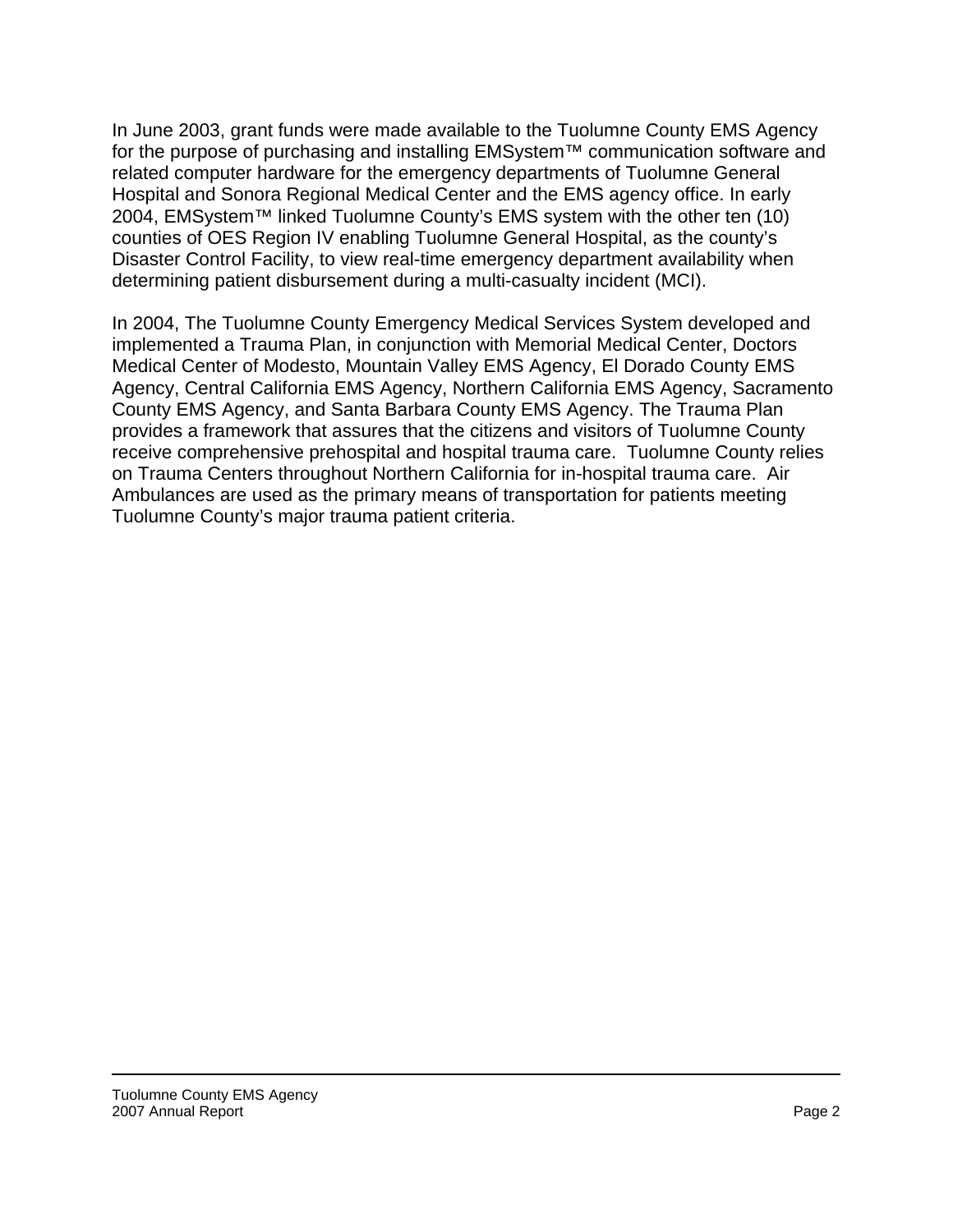In June 2003, grant funds were made available to the Tuolumne County EMS Agency for the purpose of purchasing and installing EMSystem™ communication software and related computer hardware for the emergency departments of Tuolumne General Hospital and Sonora Regional Medical Center and the EMS agency office. In early 2004, EMSystem™ linked Tuolumne County's EMS system with the other ten (10) counties of OES Region IV enabling Tuolumne General Hospital, as the county's Disaster Control Facility, to view real-time emergency department availability when determining patient disbursement during a multi-casualty incident (MCI).

In 2004, The Tuolumne County Emergency Medical Services System developed and implemented a Trauma Plan, in conjunction with Memorial Medical Center, Doctors Medical Center of Modesto, Mountain Valley EMS Agency, El Dorado County EMS Agency, Central California EMS Agency, Northern California EMS Agency, Sacramento County EMS Agency, and Santa Barbara County EMS Agency. The Trauma Plan provides a framework that assures that the citizens and visitors of Tuolumne County receive comprehensive prehospital and hospital trauma care. Tuolumne County relies on Trauma Centers throughout Northern California for in-hospital trauma care. Air Ambulances are used as the primary means of transportation for patients meeting Tuolumne County's major trauma patient criteria.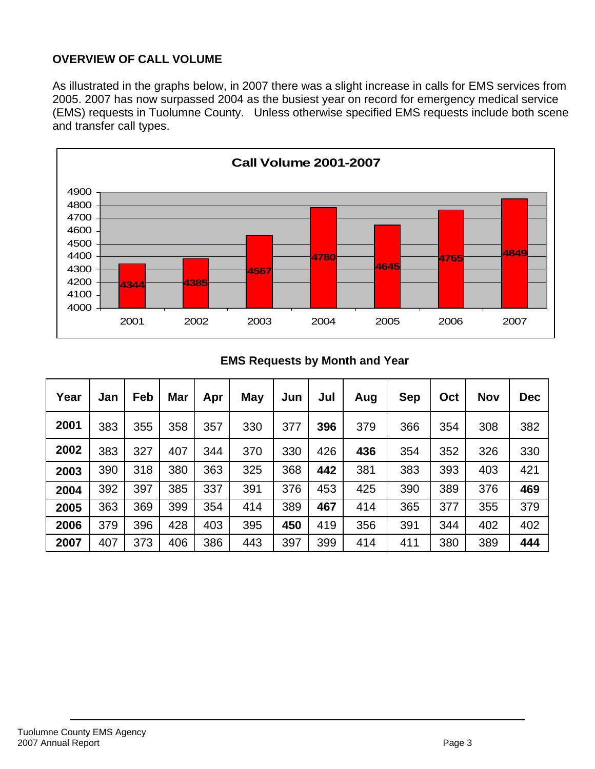## OVERVIEW OF CALL VOLUME

As illustrated in the graphs below, in 2007 there was a slight increase in calls for EMS services from 2005. 2007 has now surpassed 2004 as the busiest year on record for emergency medical service (EMS) requests in Tuolumne County. Unless otherwise specified EMS requests include both scene and transfer call types.

**Call Volume 2001-2007**

| Year | Calls |
|---|---|
| 2001 | 4344 |
| 2002 | 4385 |
| 2003 | 4567 |
| 2004 | 4780 |
| 2005 | 4645 |
| 2006 | 4765 |
| 2007 | 4849 |

**EMS Requests by Month and Year**

| Year | Jan | Feb | Mar | Apr | May | Jun | Jul | Aug | Sep | Oct | Nov | Dec |
|---|---|---|---|---|---|---|---|---|---|---|---|---|
| **2001** | 383 | 355 | 358 | 357 | 330 | 377 | **396** | 379 | 366 | 354 | 308 | 382 |
| **2002** | 383 | 327 | 407 | 344 | 370 | 330 | 426 | **436** | 354 | 352 | 326 | 330 |
| **2003** | 390 | 318 | 380 | 363 | 325 | 368 | **442** | 381 | 383 | 393 | 403 | 421 |
| **2004** | 392 | 397 | 385 | 337 | 391 | 376 | 453 | 425 | 390 | 389 | 376 | **469** |
| **2005** | 363 | 369 | 399 | 354 | 414 | 389 | **467** | 414 | 365 | 377 | 355 | 379 |
| **2006** | 379 | 396 | 428 | 403 | 395 | **450** | 419 | 356 | 391 | 344 | 402 | 402 |
| **2007** | 407 | 373 | 406 | 386 | 443 | 397 | 399 | 414 | 411 | 380 | 389 | **444** |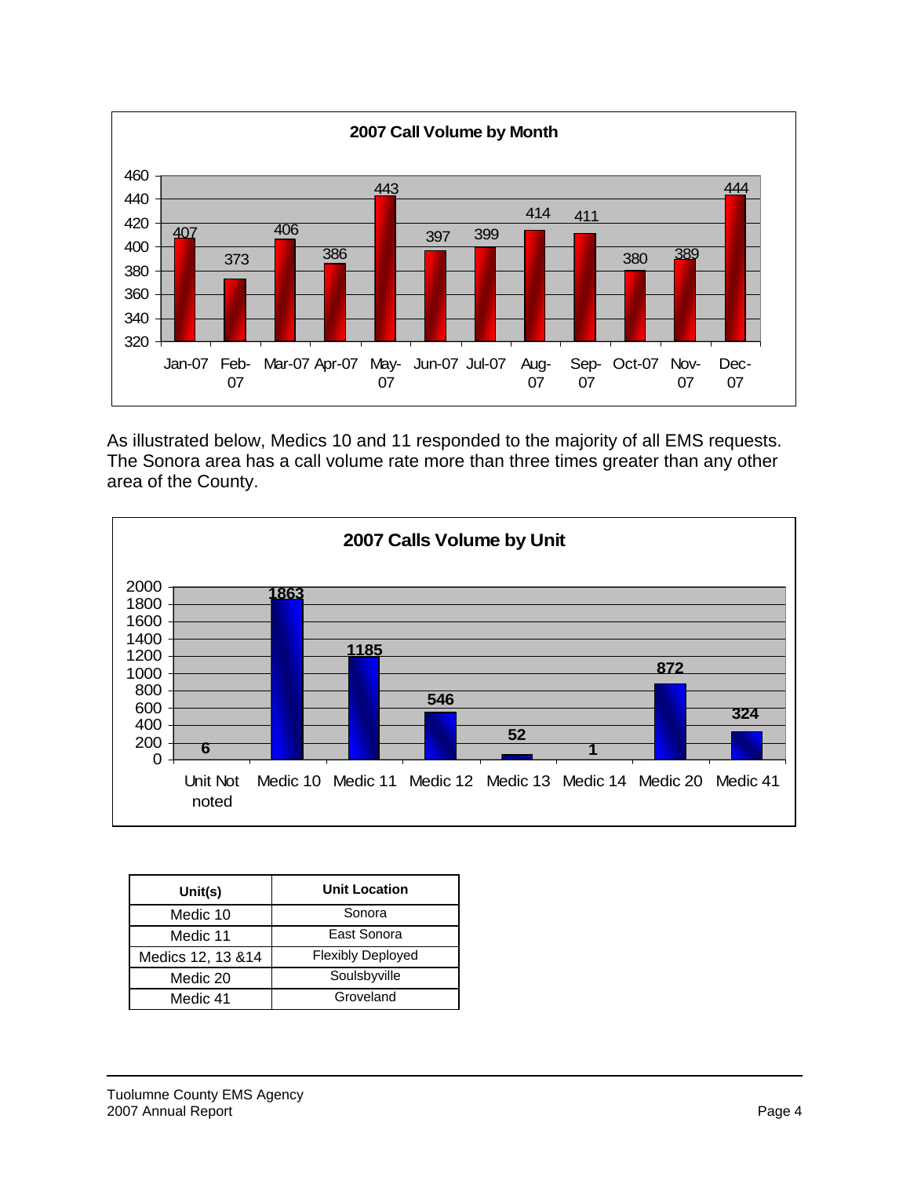**2007 Call Volume by Month**

| Month | Calls |
|---|---|
| Jan-07 | 407 |
| Feb-07 | 373 |
| Mar-07 | 406 |
| Apr-07 | 386 |
| May-07 | 443 |
| Jun-07 | 397 |
| Jul-07 | 399 |
| Aug-07 | 414 |
| Sep-07 | 411 |
| Oct-07 | 380 |
| Nov-07 | 389 |
| Dec-07 | 444 |

As illustrated below, Medics 10 and 11 responded to the majority of all EMS requests. The Sonora area has a call volume rate more than three times greater than any other area of the County.

**2007 Calls Volume by Unit**

| Unit | Calls |
|---|---|
| Unit Not noted | 6 |
| Medic 10 | 1863 |
| Medic 11 | 1185 |
| Medic 12 | 546 |
| Medic 13 | 52 |
| Medic 14 | 1 |
| Medic 20 | 872 |
| Medic 41 | 324 |

| Unit(s) | Unit Location |
|---|---|
| Medic 10 | Sonora |
| Medic 11 | East Sonora |
| Medics 12, 13 &14 | Flexibly Deployed |
| Medic 20 | Soulsbyville |
| Medic 41 | Groveland |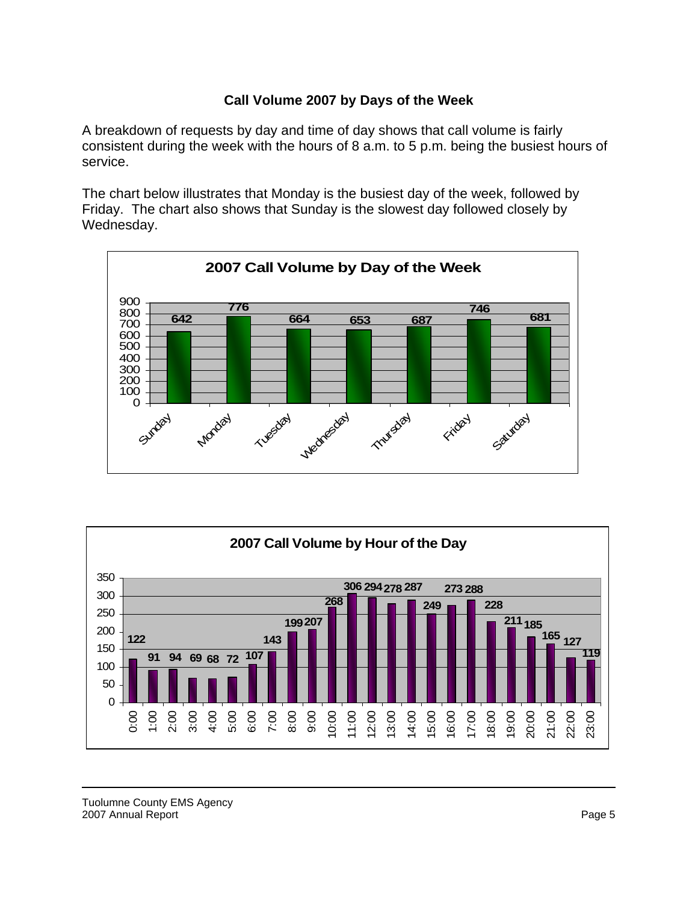## Call Volume 2007 by Days of the Week

A breakdown of requests by day and time of day shows that call volume is fairly consistent during the week with the hours of 8 a.m. to 5 p.m. being the busiest hours of service.

The chart below illustrates that Monday is the busiest day of the week, followed by Friday. The chart also shows that Sunday is the slowest day followed closely by Wednesday.

**2007 Call Volume by Day of the Week**

| Day | Calls |
|---|---|
| Sunday | 642 |
| Monday | 776 |
| Tuesday | 664 |
| Wednesday | 653 |
| Thursday | 687 |
| Friday | 746 |
| Saturday | 681 |

**2007 Call Volume by Hour of the Day**

| Hour | Calls |
|---|---|
| 0:00 | 122 |
| 1:00 | 91 |
| 2:00 | 94 |
| 3:00 | 69 |
| 4:00 | 68 |
| 5:00 | 72 |
| 6:00 | 107 |
| 7:00 | 143 |
| 8:00 | 199 |
| 9:00 | 207 |
| 10:00 | 268 |
| 11:00 | 306 |
| 12:00 | 294 |
| 13:00 | 278 |
| 14:00 | 287 |
| 15:00 | 249 |
| 16:00 | 273 |
| 17:00 | 288 |
| 18:00 | 228 |
| 19:00 | 211 |
| 20:00 | 185 |
| 21:00 | 165 |
| 22:00 | 127 |
| 23:00 | 119 |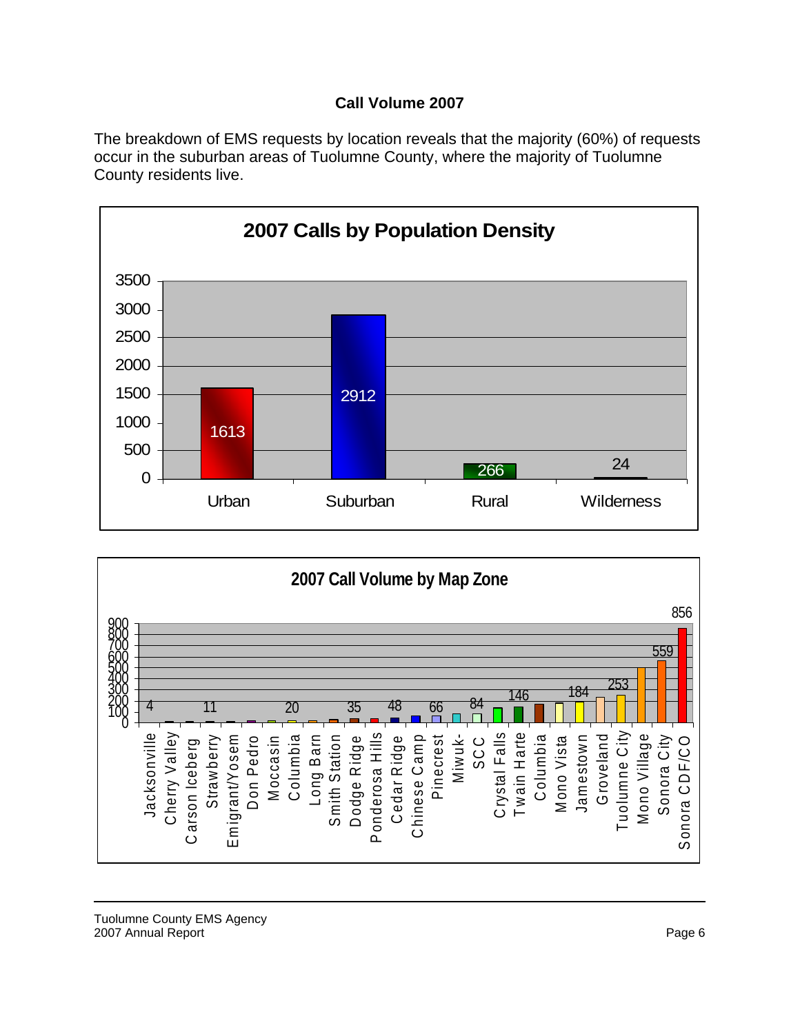## Call Volume 2007

The breakdown of EMS requests by location reveals that the majority (60%) of requests occur in the suburban areas of Tuolumne County, where the majority of Tuolumne County residents live.

**2007 Calls by Population Density**

| Density | Calls |
| --- | --- |
| Urban | 1613 |
| Suburban | 2912 |
| Rural | 266 |
| Wilderness | 24 |

**2007 Call Volume by Map Zone**

Map zones shown (in order): Jacksonville, Cherry Valley, Carson Iceberg, Strawberry, Emigrant/Yosem, Don Pedro, Moccasin, Columbia, Long Barn, Smith Station, Dodge Ridge, Ponderosa Hills, Cedar Ridge, Chinese Camp, Pinecrest, Miwuk-, SCC, Crystal Falls, Twain Harte, Columbia, Mono Vista, Jamestown, Groveland, Tuolumne City, Mono Village, Sonora City, Sonora CDF/CO

Data labels shown: 4, 11, 20, 35, 48, 66, 84, 146, 184, 253, 559, 856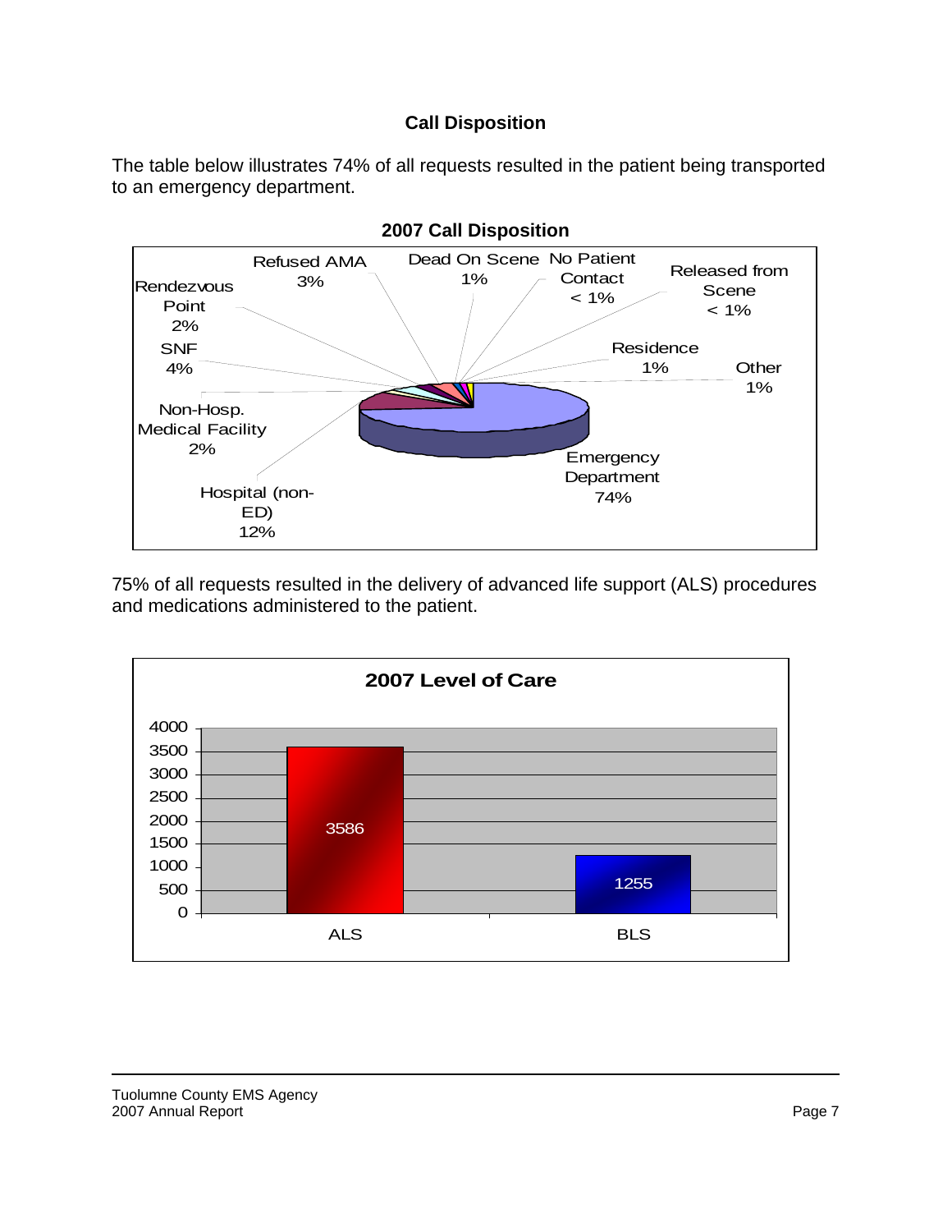## Call Disposition

The table below illustrates 74% of all requests resulted in the patient being transported to an emergency department.

**2007 Call Disposition**

| Disposition | Percentage |
|---|---|
| Emergency Department | 74% |
| Hospital (non-ED) | 12% |
| Non-Hosp. Medical Facility | 2% |
| SNF | 4% |
| Rendezvous Point | 2% |
| Refused AMA | 3% |
| Dead On Scene | 1% |
| No Patient Contact | < 1% |
| Released from Scene | < 1% |
| Residence | 1% |
| Other | 1% |

75% of all requests resulted in the delivery of advanced life support (ALS) procedures and medications administered to the patient.

**2007 Level of Care**

| Level of Care | Count |
|---|---|
| ALS | 3586 |
| BLS | 1255 |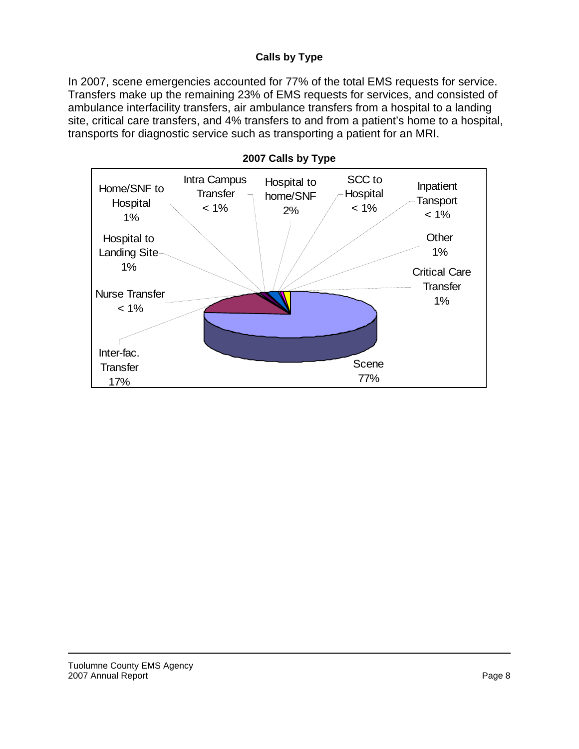### Calls by Type

In 2007, scene emergencies accounted for 77% of the total EMS requests for service. Transfers make up the remaining 23% of EMS requests for services, and consisted of ambulance interfacility transfers, air ambulance transfers from a hospital to a landing site, critical care transfers, and 4% transfers to and from a patient's home to a hospital, transports for diagnostic service such as transporting a patient for an MRI.

**2007 Calls by Type**

| Type | Percent |
|---|---|
| Home/SNF to Hospital | 1% |
| Intra Campus Transfer | < 1% |
| Hospital to home/SNF | 2% |
| SCC to Hospital | < 1% |
| Inpatient Tansport | < 1% |
| Hospital to Landing Site | 1% |
| Other | 1% |
| Critical Care Transfer | 1% |
| Nurse Transfer | < 1% |
| Inter-fac. Transfer | 17% |
| Scene | 77% |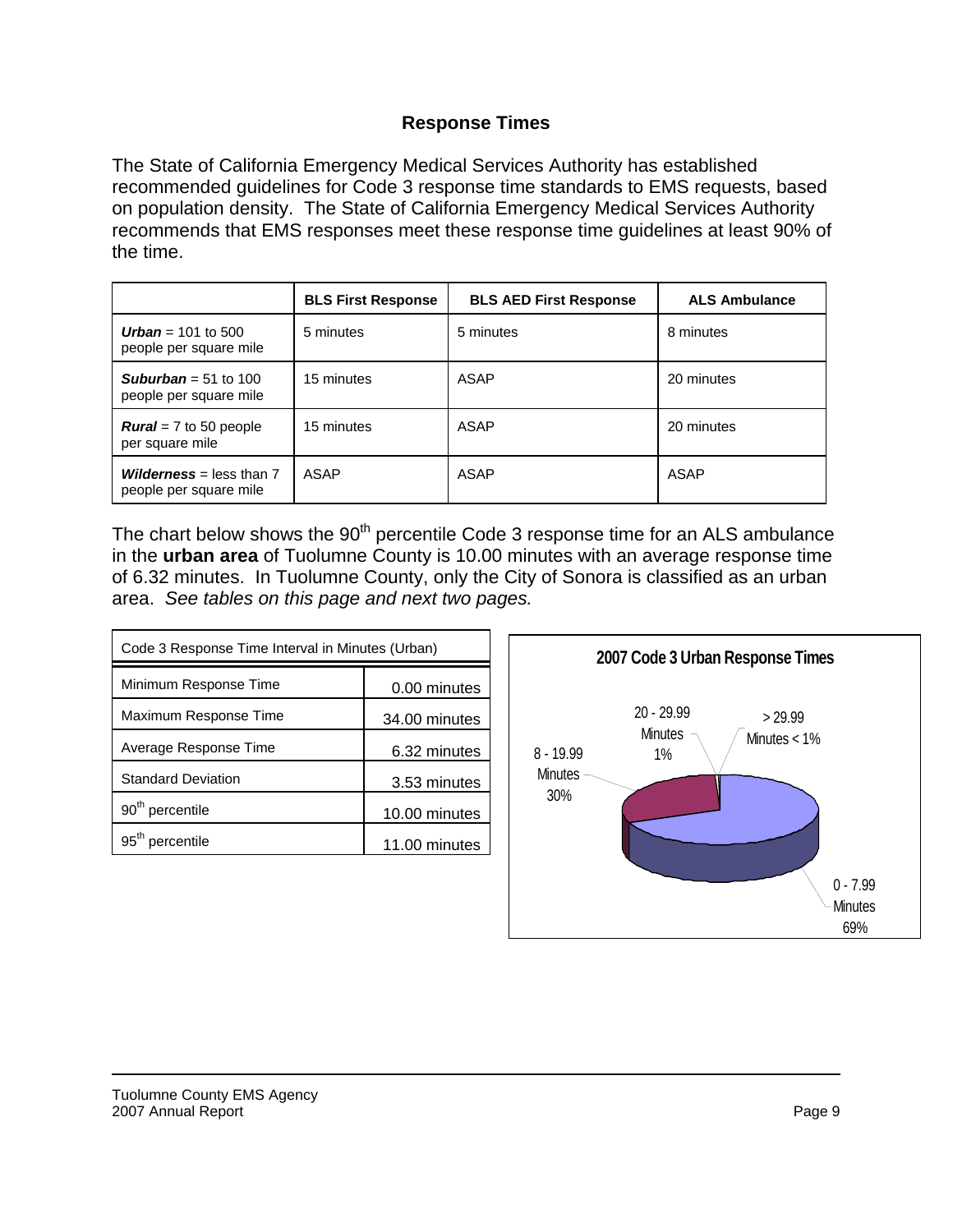## Response Times

The State of California Emergency Medical Services Authority has established recommended guidelines for Code 3 response time standards to EMS requests, based on population density. The State of California Emergency Medical Services Authority recommends that EMS responses meet these response time guidelines at least 90% of the time.

| | BLS First Response | BLS AED First Response | ALS Ambulance |
|---|---|---|---|
| ***Urban*** = 101 to 500 people per square mile | 5 minutes | 5 minutes | 8 minutes |
| ***Suburban*** = 51 to 100 people per square mile | 15 minutes | ASAP | 20 minutes |
| ***Rural*** = 7 to 50 people per square mile | 15 minutes | ASAP | 20 minutes |
| ***Wilderness*** = less than 7 people per square mile | ASAP | ASAP | ASAP |

The chart below shows the 90th percentile Code 3 response time for an ALS ambulance in the **urban area** of Tuolumne County is 10.00 minutes with an average response time of 6.32 minutes. In Tuolumne County, only the City of Sonora is classified as an urban area. *See tables on this page and next two pages.*

| Code 3 Response Time Interval in Minutes (Urban) | |
|---|---|
| Minimum Response Time | 0.00 minutes |
| Maximum Response Time | 34.00 minutes |
| Average Response Time | 6.32 minutes |
| Standard Deviation | 3.53 minutes |
| 90th percentile | 10.00 minutes |
| 95th percentile | 11.00 minutes |

**2007 Code 3 Urban Response Times**

- 0 - 7.99 Minutes 69%
- 8 - 19.99 Minutes 30%
- 20 - 29.99 Minutes 1%
- > 29.99 Minutes < 1%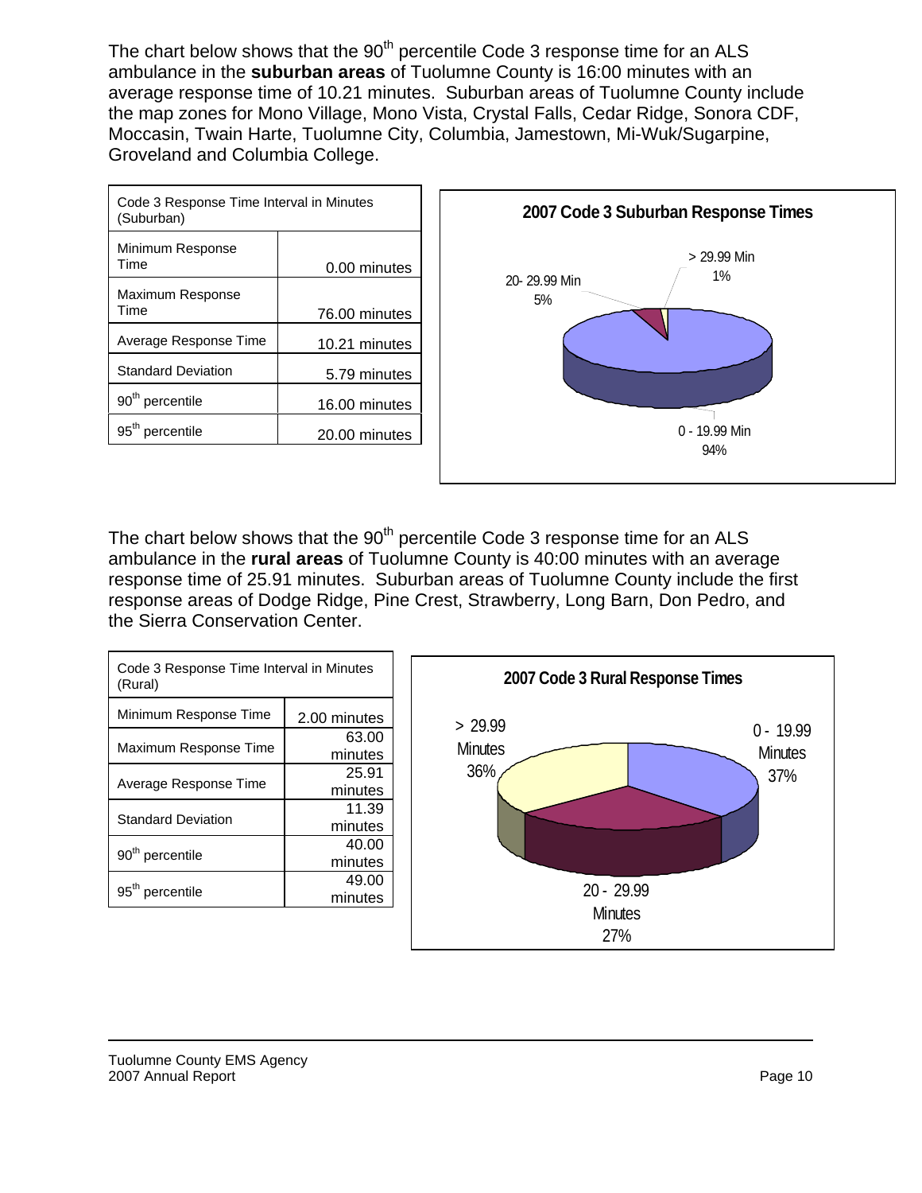The chart below shows that the 90th percentile Code 3 response time for an ALS ambulance in the **suburban areas** of Tuolumne County is 16:00 minutes with an average response time of 10.21 minutes. Suburban areas of Tuolumne County include the map zones for Mono Village, Mono Vista, Crystal Falls, Cedar Ridge, Sonora CDF, Moccasin, Twain Harte, Tuolumne City, Columbia, Jamestown, Mi-Wuk/Sugarpine, Groveland and Columbia College.

| Code 3 Response Time Interval in Minutes (Suburban) | |
|---|---|
| Minimum Response Time | 0.00 minutes |
| Maximum Response Time | 76.00 minutes |
| Average Response Time | 10.21 minutes |
| Standard Deviation | 5.79 minutes |
| 90th percentile | 16.00 minutes |
| 95th percentile | 20.00 minutes |

**2007 Code 3 Suburban Response Times**

- 0 - 19.99 Min: 94%
- 20- 29.99 Min: 5%
- > 29.99 Min: 1%

The chart below shows that the 90th percentile Code 3 response time for an ALS ambulance in the **rural areas** of Tuolumne County is 40:00 minutes with an average response time of 25.91 minutes. Suburban areas of Tuolumne County include the first response areas of Dodge Ridge, Pine Crest, Strawberry, Long Barn, Don Pedro, and the Sierra Conservation Center.

| Code 3 Response Time Interval in Minutes (Rural) | |
|---|---|
| Minimum Response Time | 2.00 minutes |
| Maximum Response Time | 63.00 minutes |
| Average Response Time | 25.91 minutes |
| Standard Deviation | 11.39 minutes |
| 90th percentile | 40.00 minutes |
| 95th percentile | 49.00 minutes |

**2007 Code 3 Rural Response Times**

- 0 - 19.99 Minutes: 37%
- 20 - 29.99 Minutes: 27%
- > 29.99 Minutes: 36%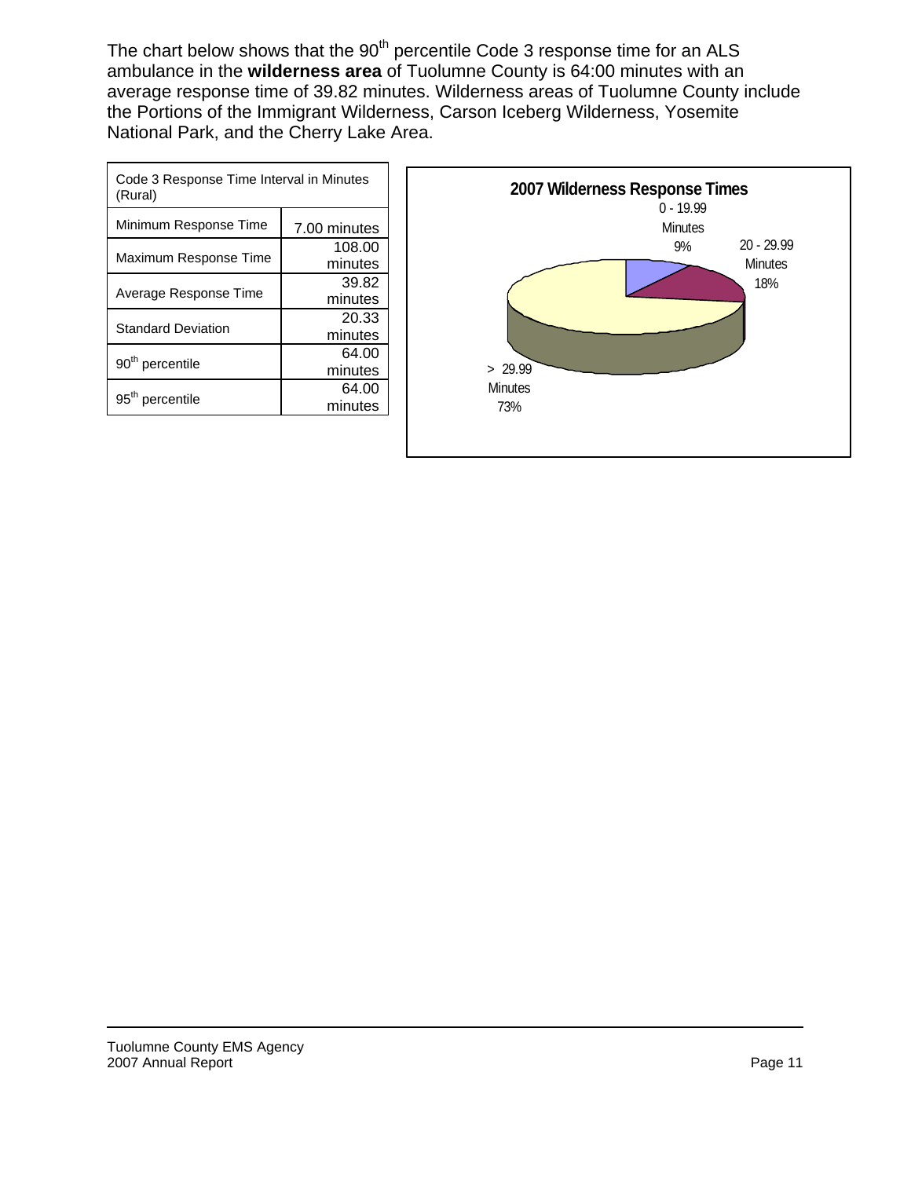The chart below shows that the 90th percentile Code 3 response time for an ALS ambulance in the **wilderness area** of Tuolumne County is 64:00 minutes with an average response time of 39.82 minutes. Wilderness areas of Tuolumne County include the Portions of the Immigrant Wilderness, Carson Iceberg Wilderness, Yosemite National Park, and the Cherry Lake Area.

| Code 3 Response Time Interval in Minutes (Rural) | |
|---|---|
| Minimum Response Time | 7.00 minutes |
| Maximum Response Time | 108.00 minutes |
| Average Response Time | 39.82 minutes |
| Standard Deviation | 20.33 minutes |
| 90th percentile | 64.00 minutes |
| 95th percentile | 64.00 minutes |

**2007 Wilderness Response Times**

| Response Time | Percent |
|---|---|
| 0 - 19.99 Minutes | 9% |
| 20 - 29.99 Minutes | 18% |
| > 29.99 Minutes | 73% |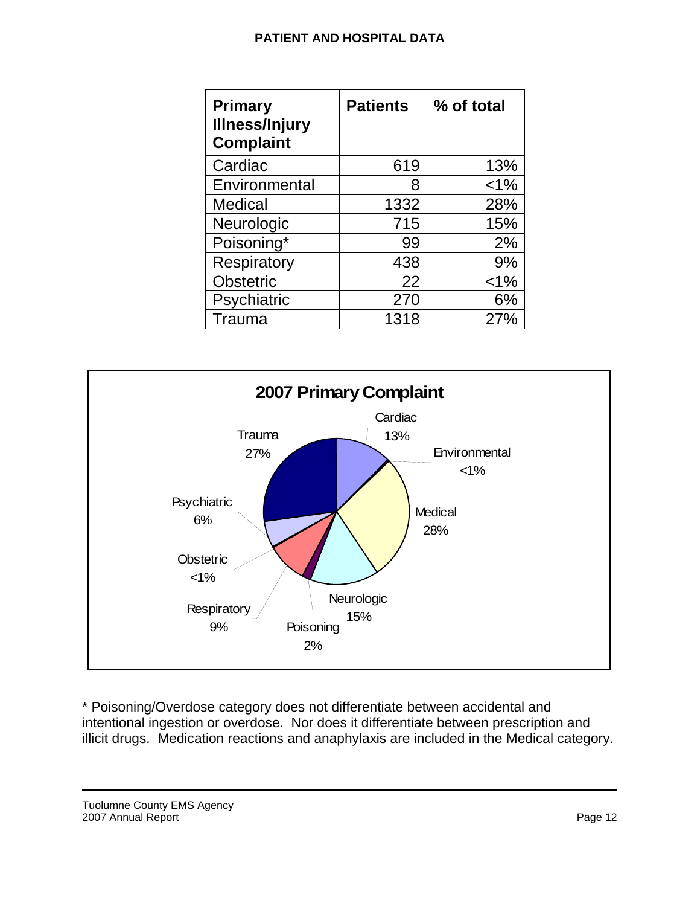## PATIENT AND HOSPITAL DATA

| Primary Illness/Injury Complaint | Patients | % of total |
|---|---|---|
| Cardiac | 619 | 13% |
| Environmental | 8 | <1% |
| Medical | 1332 | 28% |
| Neurologic | 715 | 15% |
| Poisoning* | 99 | 2% |
| Respiratory | 438 | 9% |
| Obstetric | 22 | <1% |
| Psychiatric | 270 | 6% |
| Trauma | 1318 | 27% |

**2007 Primary Complaint**

Cardiac 13%; Environmental <1%; Medical 28%; Neurologic 15%; Poisoning 2%; Respiratory 9%; Obstetric <1%; Psychiatric 6%; Trauma 27%

\* Poisoning/Overdose category does not differentiate between accidental and intentional ingestion or overdose. Nor does it differentiate between prescription and illicit drugs. Medication reactions and anaphylaxis are included in the Medical category.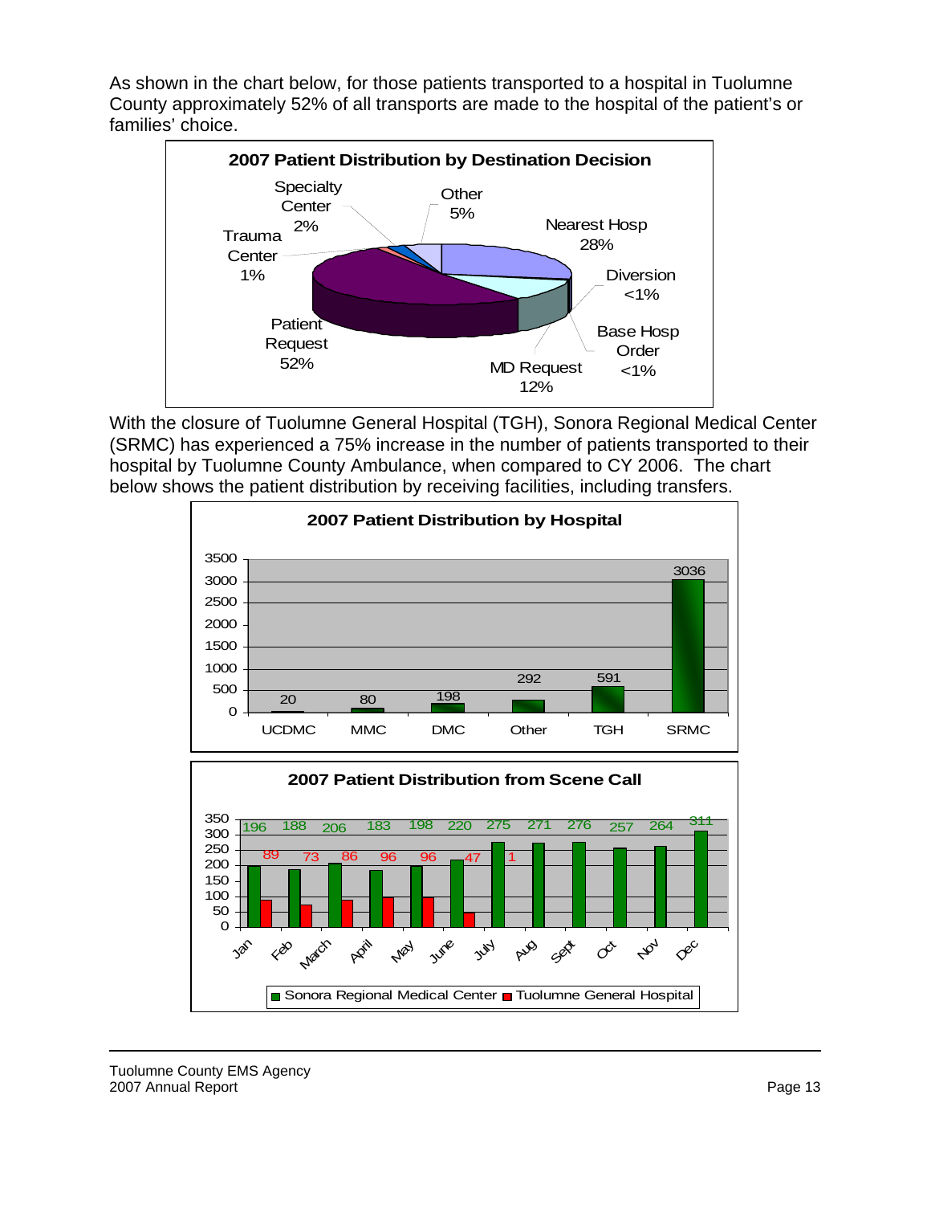As shown in the chart below, for those patients transported to a hospital in Tuolumne County approximately 52% of all transports are made to the hospital of the patient's or families' choice.

**2007 Patient Distribution by Destination Decision**

| Destination Decision | Percent |
|---|---|
| Patient Request | 52% |
| Nearest Hosp | 28% |
| MD Request | 12% |
| Other | 5% |
| Specialty Center | 2% |
| Trauma Center | 1% |
| Diversion | <1% |
| Base Hosp Order | <1% |

With the closure of Tuolumne General Hospital (TGH), Sonora Regional Medical Center (SRMC) has experienced a 75% increase in the number of patients transported to their hospital by Tuolumne County Ambulance, when compared to CY 2006. The chart below shows the patient distribution by receiving facilities, including transfers.

**2007 Patient Distribution by Hospital**

| UCDMC | MMC | DMC | Other | TGH | SRMC |
|---|---|---|---|---|---|
| 20 | 80 | 198 | 292 | 591 | 3036 |

**2007 Patient Distribution from Scene Call**

| | Jan | Feb | March | April | May | June | July | Aug | Sept | Oct | Nov | Dec |
|---|---|---|---|---|---|---|---|---|---|---|---|---|
| Sonora Regional Medical Center | 196 | 188 | 206 | 183 | 198 | 220 | 275 | 271 | 276 | 257 | 264 | 311 |
| Tuolumne General Hospital | 89 | 73 | 86 | 96 | 96 | 47 | 1 | | | | | |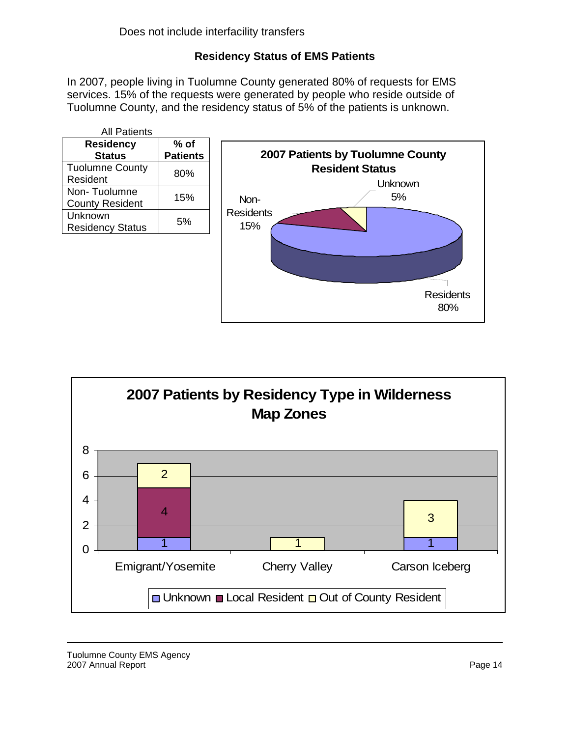Does not include interfacility transfers

### Residency Status of EMS Patients

In 2007, people living in Tuolumne County generated 80% of requests for EMS services. 15% of the requests were generated by people who reside outside of Tuolumne County, and the residency status of 5% of the patients is unknown.

All Patients

| Residency Status | % of Patients |
|---|---|
| Tuolumne County Resident | 80% |
| Non- Tuolumne County Resident | 15% |
| Unknown Residency Status | 5% |

**2007 Patients by Tuolumne County Resident Status**

Unknown 5%
Non-Residents 15%
Residents 80%

**2007 Patients by Residency Type in Wilderness Map Zones**

| Map Zone | Unknown | Local Resident | Out of County Resident |
|---|---|---|---|
| Emigrant/Yosemite | 1 | 4 | 2 |
| Cherry Valley | | | 1 |
| Carson Iceberg | 1 | | 3 |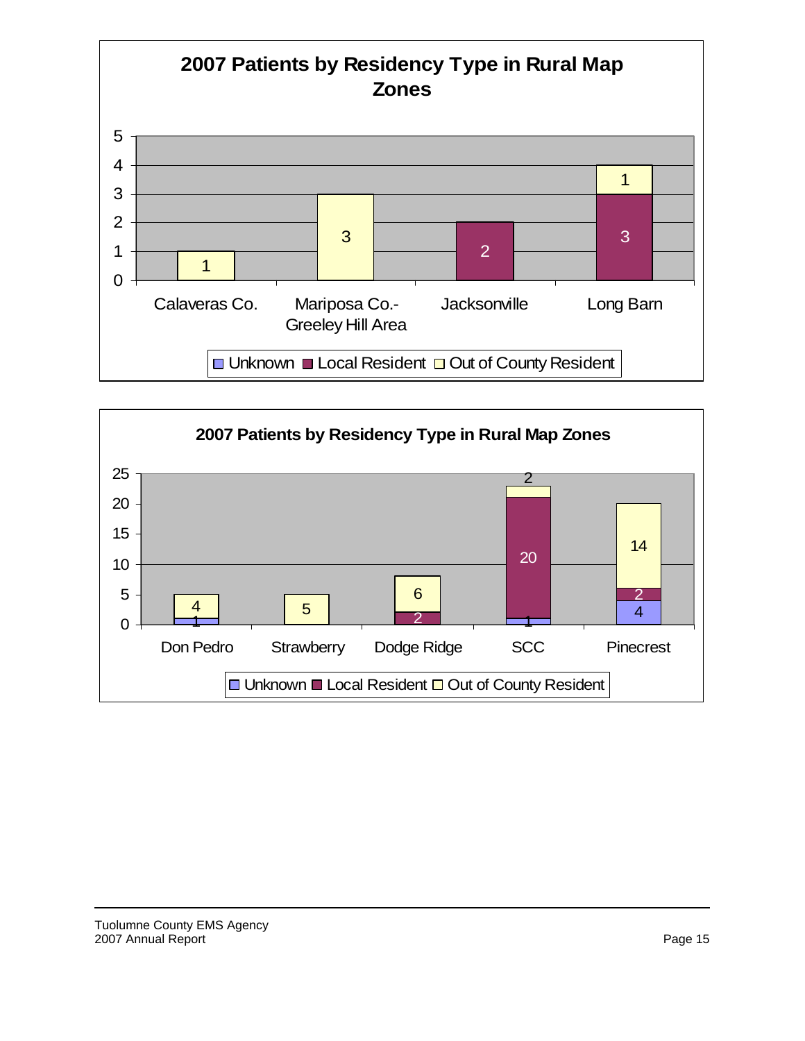## 2007 Patients by Residency Type in Rural Map Zones

| Zone | Unknown | Local Resident | Out of County Resident |
|---|---|---|---|
| Calaveras Co. | | | 1 |
| Mariposa Co.-Greeley Hill Area | | | 3 |
| Jacksonville | | 2 | |
| Long Barn | | 3 | 1 |

## 2007 Patients by Residency Type in Rural Map Zones

| Zone | Unknown | Local Resident | Out of County Resident |
|---|---|---|---|
| Don Pedro | 1 | | 4 |
| Strawberry | | | 5 |
| Dodge Ridge | | 2 | 6 |
| SCC | 1 | 20 | 2 |
| Pinecrest | 4 | 2 | 14 |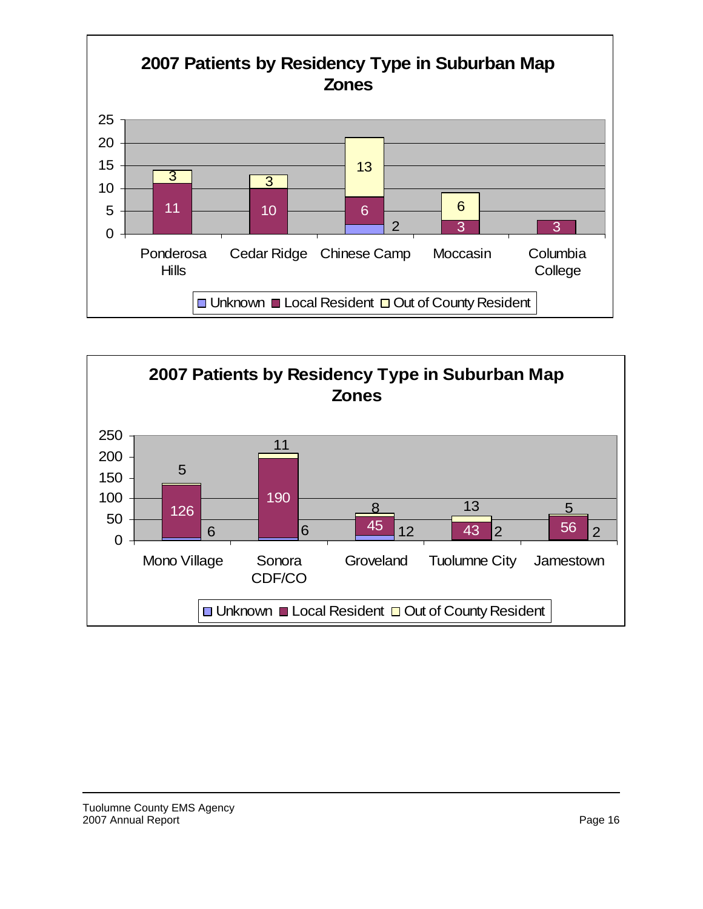## 2007 Patients by Residency Type in Suburban Map Zones

| Zone | Unknown | Local Resident | Out of County Resident |
|---|---|---|---|
| Ponderosa Hills | | 11 | 3 |
| Cedar Ridge | | 10 | 3 |
| Chinese Camp | 2 | 6 | 13 |
| Moccasin | | 3 | 6 |
| Columbia College | | 3 | |

## 2007 Patients by Residency Type in Suburban Map Zones

| Zone | Unknown | Local Resident | Out of County Resident |
|---|---|---|---|
| Mono Village | 6 | 126 | 5 |
| Sonora CDF/CO | 6 | 190 | 11 |
| Groveland | 12 | 45 | 8 |
| Tuolumne City | 2 | 43 | 13 |
| Jamestown | 2 | 56 | 5 |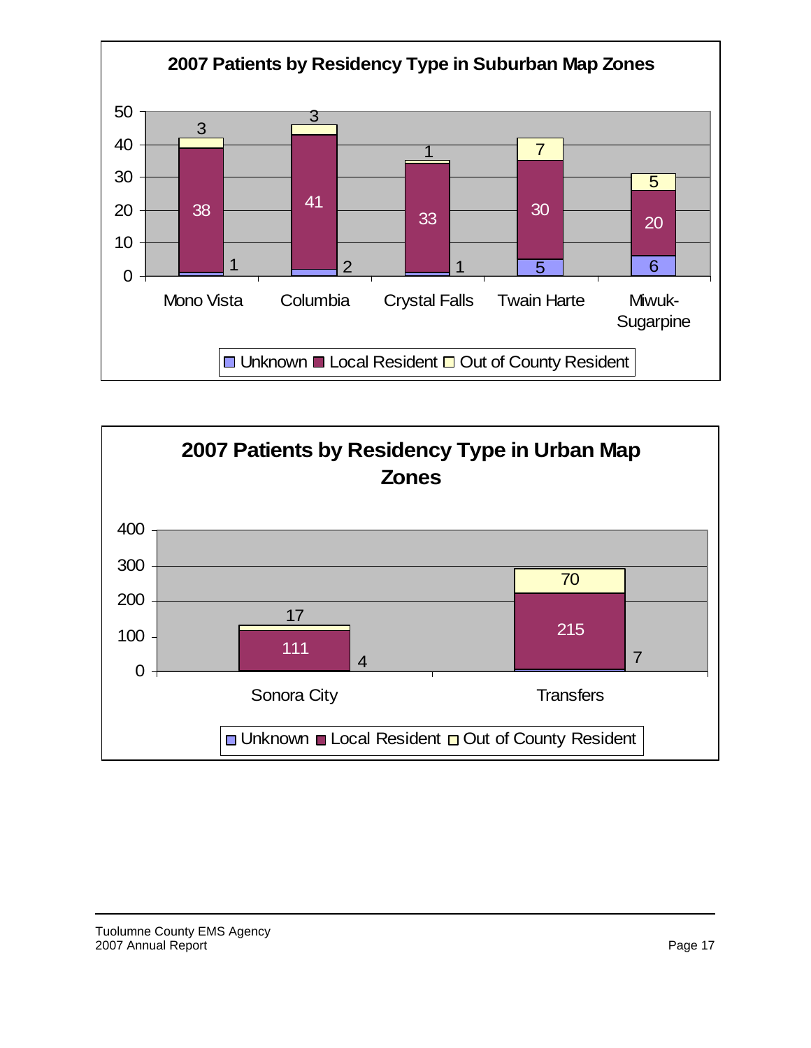## 2007 Patients by Residency Type in Suburban Map Zones

| Zone | Unknown | Local Resident | Out of County Resident |
|---|---|---|---|
| Mono Vista | 1 | 38 | 3 |
| Columbia | 2 | 41 | 3 |
| Crystal Falls | 1 | 33 | 1 |
| Twain Harte | 5 | 30 | 7 |
| Miwuk-Sugarpine | 6 | 20 | 5 |

## 2007 Patients by Residency Type in Urban Map Zones

| Zone | Unknown | Local Resident | Out of County Resident |
|---|---|---|---|
| Sonora City | 4 | 111 | 17 |
| Transfers | 7 | 215 | 70 |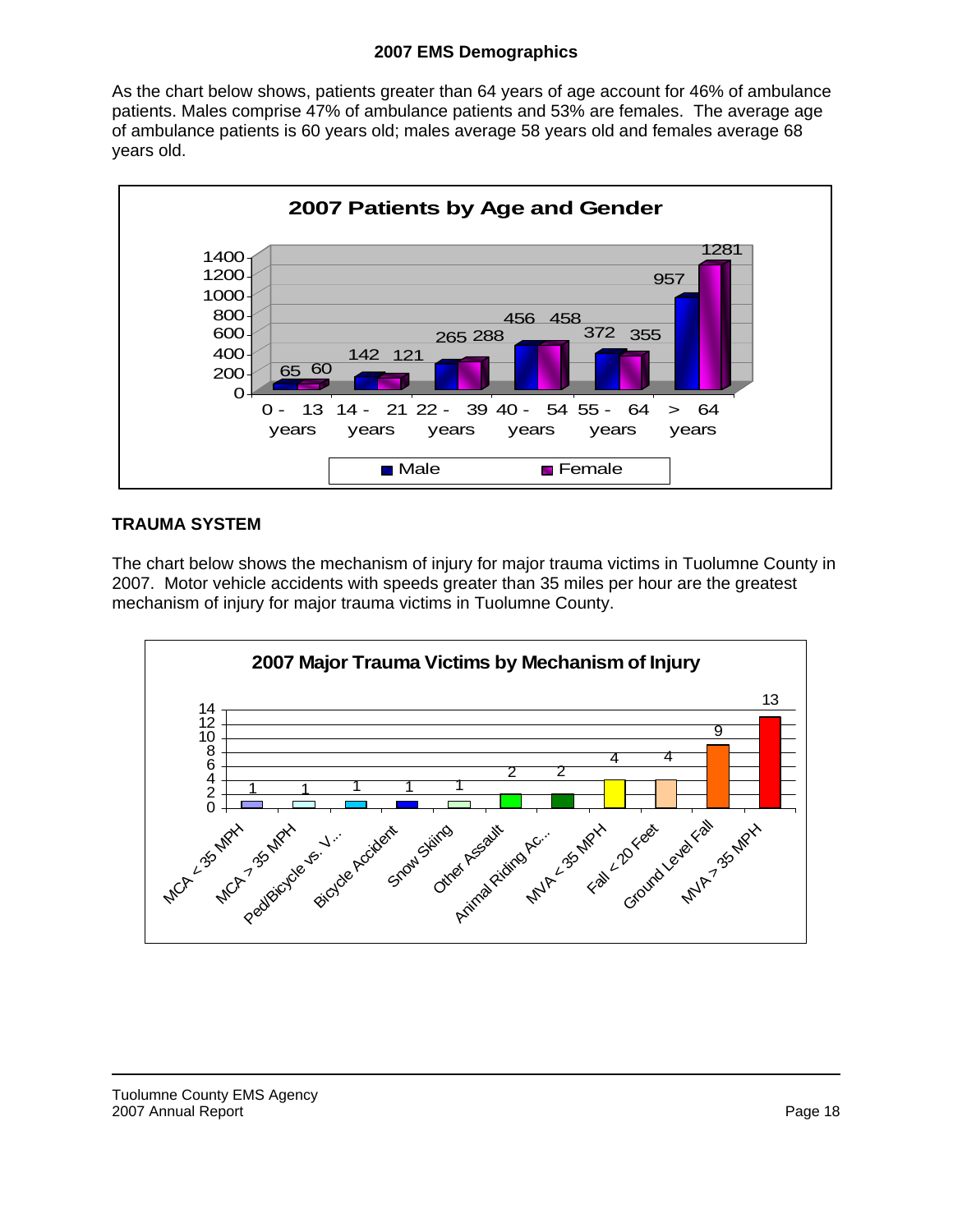## 2007 EMS Demographics

As the chart below shows, patients greater than 64 years of age account for 46% of ambulance patients. Males comprise 47% of ambulance patients and 53% are females. The average age of ambulance patients is 60 years old; males average 58 years old and females average 68 years old.

**2007 Patients by Age and Gender**

| Age | Male | Female |
|---|---|---|
| 0 - 13 years | 65 | 60 |
| 14 - 21 years | 142 | 121 |
| 22 - 39 years | 265 | 288 |
| 40 - 54 years | 456 | 458 |
| 55 - 64 years | 372 | 355 |
| > 64 years | 957 | 1281 |

## TRAUMA SYSTEM

The chart below shows the mechanism of injury for major trauma victims in Tuolumne County in 2007. Motor vehicle accidents with speeds greater than 35 miles per hour are the greatest mechanism of injury for major trauma victims in Tuolumne County.

**2007 Major Trauma Victims by Mechanism of Injury**

| Mechanism of Injury | Victims |
|---|---|
| MCA < 35 MPH | 1 |
| MCA > 35 MPH | 1 |
| Ped/Bicycle vs. V... | 1 |
| Bicycle Accident | 1 |
| Snow Skiing | 1 |
| Other Assault | 2 |
| Animal Riding Ac... | 2 |
| MVA < 35 MPH | 4 |
| Fall < 20 Feet | 4 |
| Ground Level Fall | 9 |
| MVA > 35 MPH | 13 |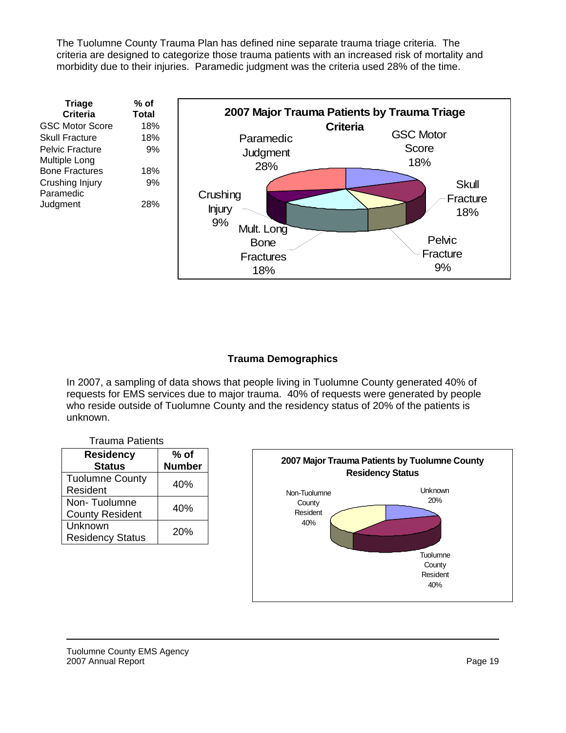The Tuolumne County Trauma Plan has defined nine separate trauma triage criteria. The criteria are designed to categorize those trauma patients with an increased risk of mortality and morbidity due to their injuries. Paramedic judgment was the criteria used 28% of the time.

| Triage Criteria | % of Total |
|---|---|
| GSC Motor Score | 18% |
| Skull Fracture | 18% |
| Pelvic Fracture | 9% |
| Multiple Long Bone Fractures | 18% |
| Crushing Injury | 9% |
| Paramedic Judgment | 28% |

**2007 Major Trauma Patients by Trauma Triage Criteria**

Paramedic Judgment 28%; GSC Motor Score 18%; Skull Fracture 18%; Pelvic Fracture 9%; Mult. Long Bone Fractures 18%; Crushing Injury 9%

### Trauma Demographics

In 2007, a sampling of data shows that people living in Tuolumne County generated 40% of requests for EMS services due to major trauma. 40% of requests were generated by people who reside outside of Tuolumne County and the residency status of 20% of the patients is unknown.

Trauma Patients

| Residency Status | % of Number |
|---|---|
| Tuolumne County Resident | 40% |
| Non- Tuolumne County Resident | 40% |
| Unknown Residency Status | 20% |

**2007 Major Trauma Patients by Tuolumne County Residency Status**

Non-Tuolumne County Resident 40%; Unknown 20%; Tuolumne County Resident 40%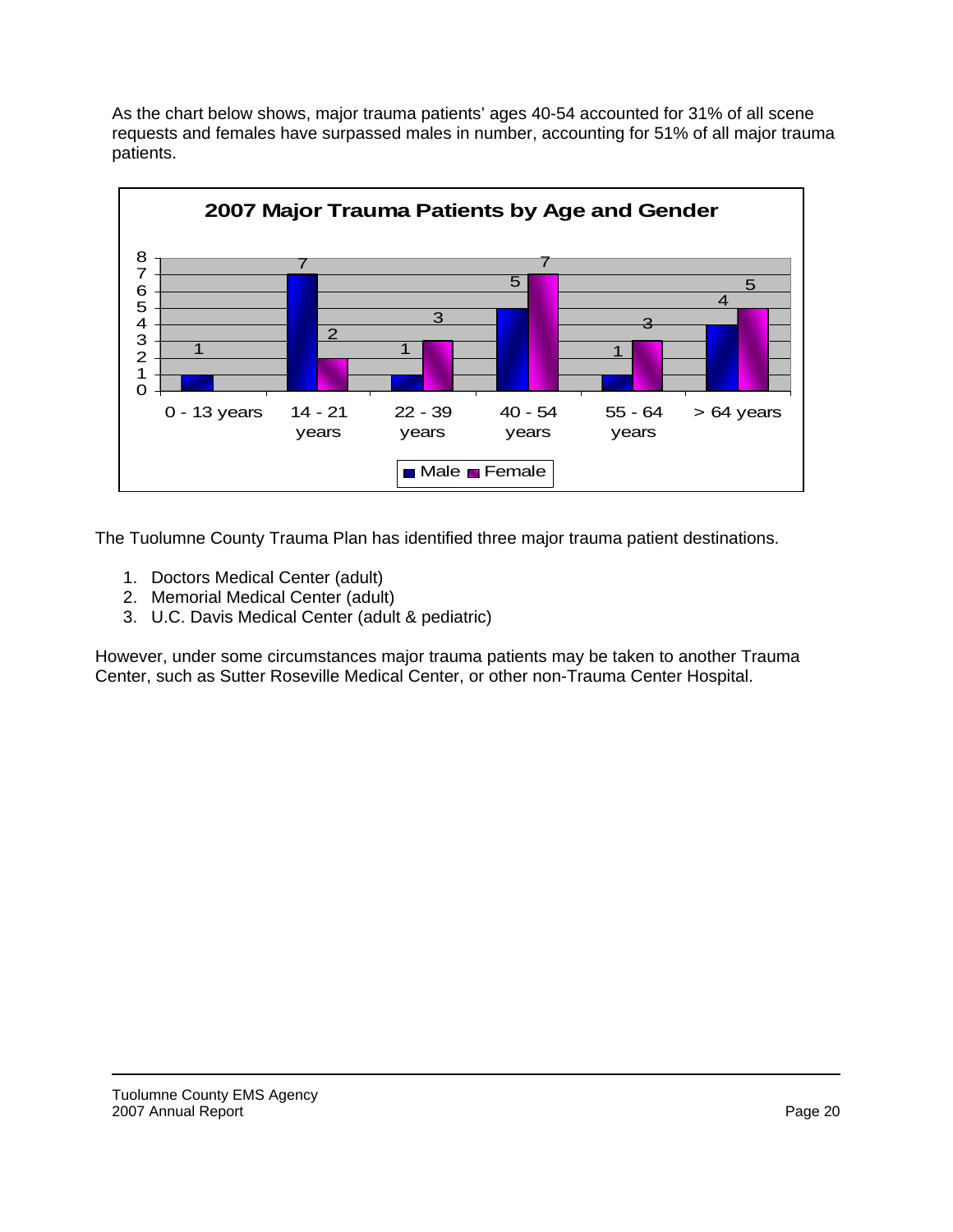As the chart below shows, major trauma patients' ages 40-54 accounted for 31% of all scene requests and females have surpassed males in number, accounting for 51% of all major trauma patients.

**2007 Major Trauma Patients by Age and Gender**

| Age | Male | Female |
|---|---|---|
| 0 - 13 years | 1 | |
| 14 - 21 years | 7 | 2 |
| 22 - 39 years | 1 | 3 |
| 40 - 54 years | 5 | 7 |
| 55 - 64 years | 1 | 3 |
| > 64 years | 4 | 5 |

The Tuolumne County Trauma Plan has identified three major trauma patient destinations.

1. Doctors Medical Center (adult)
2. Memorial Medical Center (adult)
3. U.C. Davis Medical Center (adult & pediatric)

However, under some circumstances major trauma patients may be taken to another Trauma Center, such as Sutter Roseville Medical Center, or other non-Trauma Center Hospital.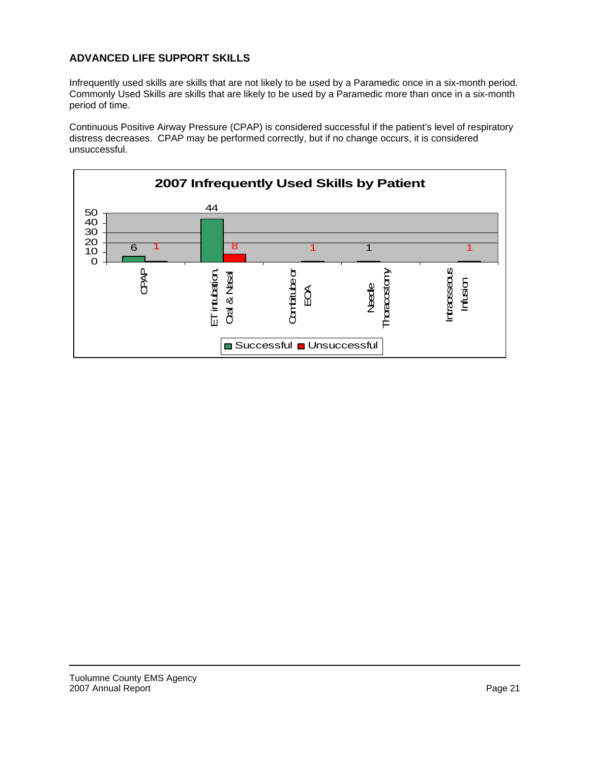## ADVANCED LIFE SUPPORT SKILLS

Infrequently used skills are skills that are not likely to be used by a Paramedic once in a six-month period. Commonly Used Skills are skills that are likely to be used by a Paramedic more than once in a six-month period of time.

Continuous Positive Airway Pressure (CPAP) is considered successful if the patient's level of respiratory distress decreases. CPAP may be performed correctly, but if no change occurs, it is considered unsuccessful.

**2007 Infrequently Used Skills by Patient**

| Skill | Successful | Unsuccessful |
|---|---|---|
| CPAP | 6 | 1 |
| ET intubation, Oral & Nasal | 44 | 8 |
| Combitube or EOA | | 1 |
| Needle Thoracostomy | 1 | |
| Intraosseous Infusion | | 1 |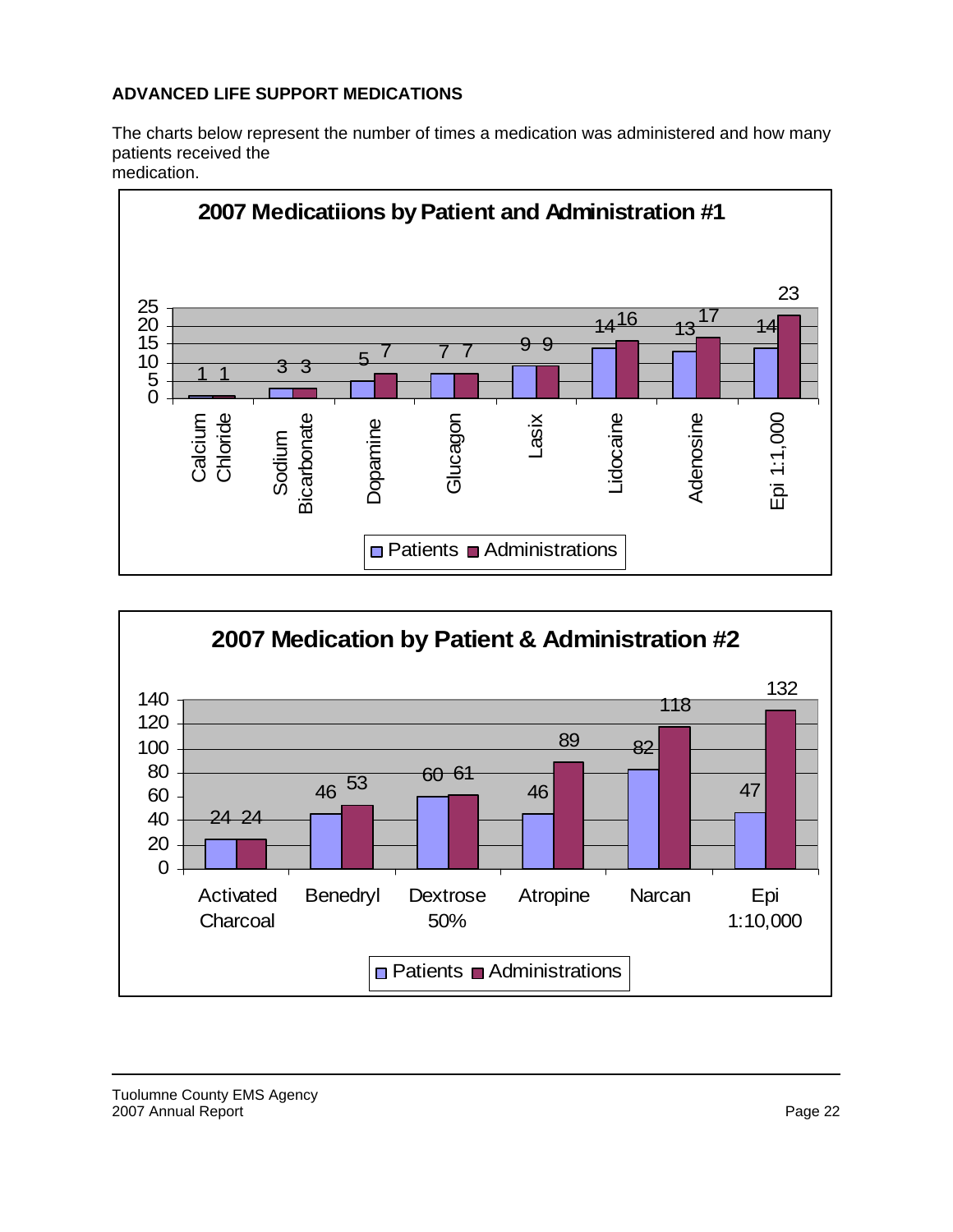**ADVANCED LIFE SUPPORT MEDICATIONS**

The charts below represent the number of times a medication was administered and how many patients received the
medication.

**2007 Medicatiions by Patient and Administration #1**

| Medication | Patients | Administrations |
|---|---|---|
| Calcium Chloride | 1 | 1 |
| Sodium Bicarbonate | 3 | 3 |
| Dopamine | 5 | 7 |
| Glucagon | 7 | 7 |
| Lasix | 9 | 9 |
| Lidocaine | 14 | 16 |
| Adenosine | 13 | 17 |
| Epi 1:1,000 | 14 | 23 |

**2007 Medication by Patient & Administration #2**

| Medication | Patients | Administrations |
|---|---|---|
| Activated Charcoal | 24 | 24 |
| Benedryl | 46 | 53 |
| Dextrose 50% | 60 | 61 |
| Atropine | 46 | 89 |
| Narcan | 82 | 118 |
| Epi 1:10,000 | 47 | 132 |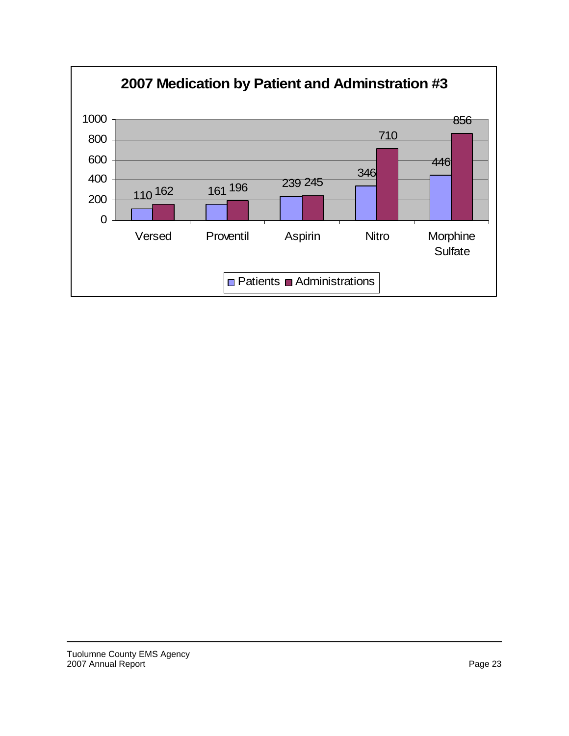## 2007 Medication by Patient and Adminstration #3

| | Patients | Administrations |
|---|---|---|
| Versed | 110 | 162 |
| Proventil | 161 | 196 |
| Aspirin | 239 | 245 |
| Nitro | 346 | 710 |
| Morphine Sulfate | 446 | 856 |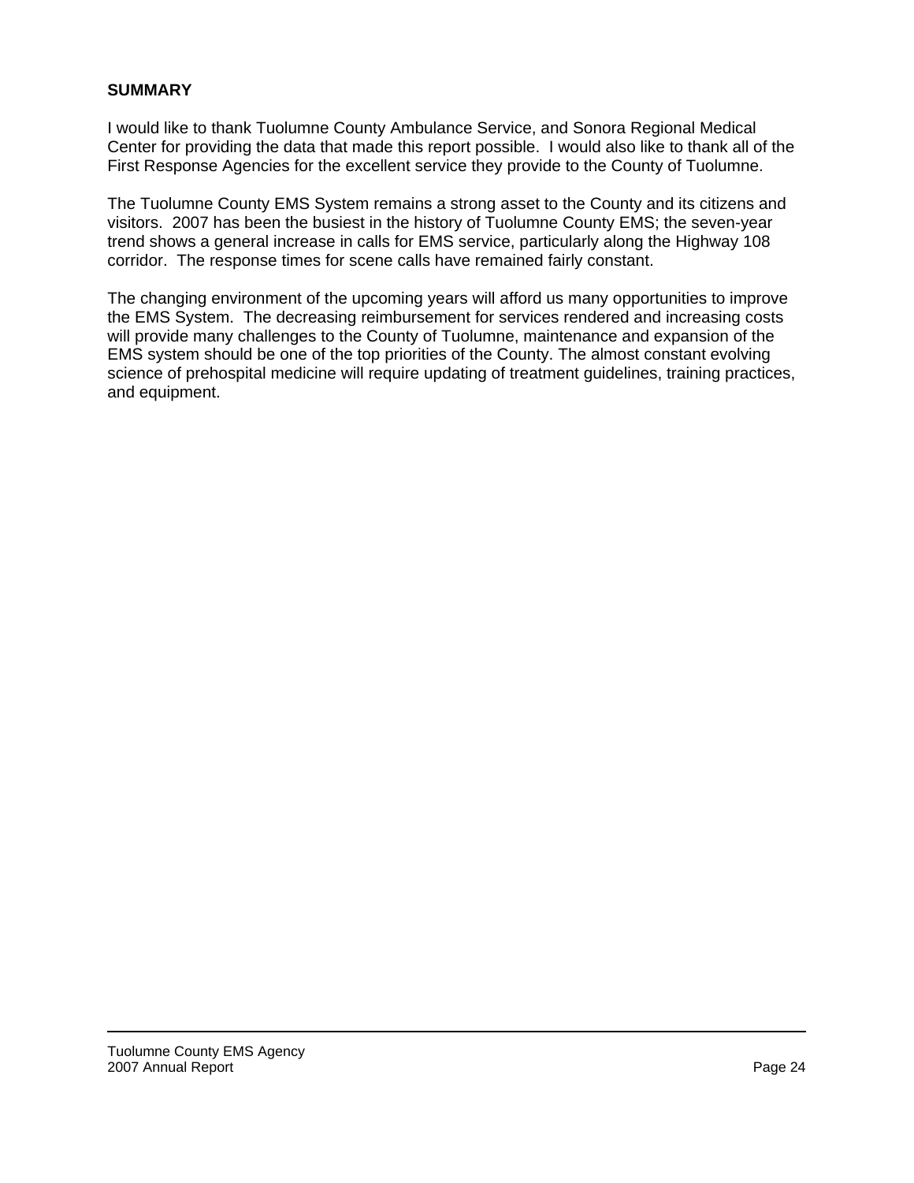## SUMMARY

I would like to thank Tuolumne County Ambulance Service, and Sonora Regional Medical Center for providing the data that made this report possible. I would also like to thank all of the First Response Agencies for the excellent service they provide to the County of Tuolumne.

The Tuolumne County EMS System remains a strong asset to the County and its citizens and visitors. 2007 has been the busiest in the history of Tuolumne County EMS; the seven-year trend shows a general increase in calls for EMS service, particularly along the Highway 108 corridor. The response times for scene calls have remained fairly constant.

The changing environment of the upcoming years will afford us many opportunities to improve the EMS System. The decreasing reimbursement for services rendered and increasing costs will provide many challenges to the County of Tuolumne, maintenance and expansion of the EMS system should be one of the top priorities of the County. The almost constant evolving science of prehospital medicine will require updating of treatment guidelines, training practices, and equipment.